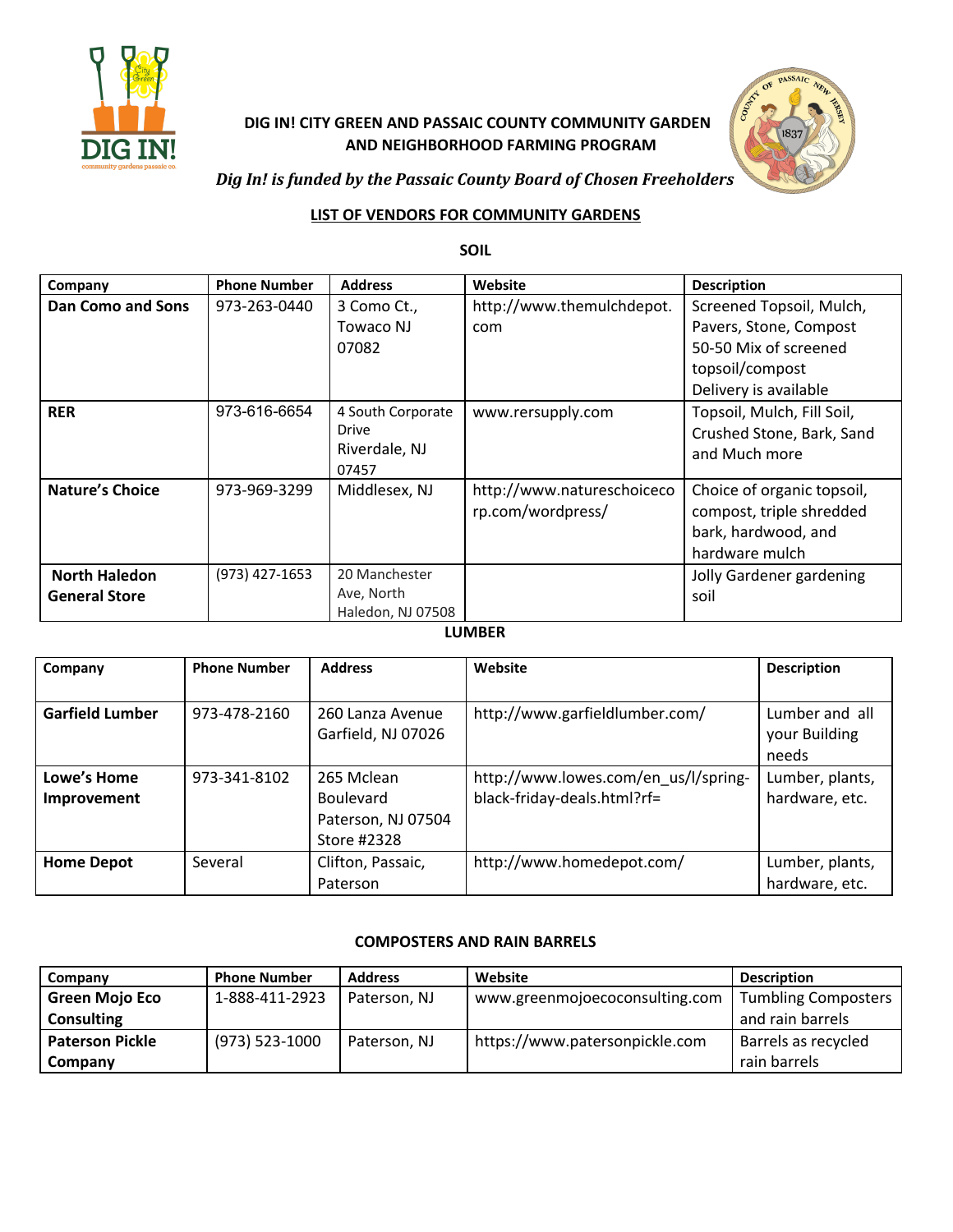**DIG IN! CITY GREEN AND PASSAIC COUNTY COMMUNITY GARDEN AND NEIGHBORHOOD FARMING PROGRAM**

***Dig In! is funded by the Passaic County Board of Chosen Freeholders***

## LIST OF VENDORS FOR COMMUNITY GARDENS

### SOIL

| Company | Phone Number | Address | Website | Description |
|---|---|---|---|---|
| **Dan Como and Sons** | 973-263-0440 | 3 Como Ct., Towaco NJ 07082 | http://www.themulchdepot.com | Screened Topsoil, Mulch, Pavers, Stone, Compost 50-50 Mix of screened topsoil/compost Delivery is available |
| **RER** | 973-616-6654 | 4 South Corporate Drive Riverdale, NJ 07457 | www.rersupply.com | Topsoil, Mulch, Fill Soil, Crushed Stone, Bark, Sand and Much more |
| **Nature's Choice** | 973-969-3299 | Middlesex, NJ | http://www.natureschoicecorp.com/wordpress/ | Choice of organic topsoil, compost, triple shredded bark, hardwood, and hardware mulch |
| **North Haledon General Store** | (973) 427-1653 | 20 Manchester Ave, North Haledon, NJ 07508 | | Jolly Gardener gardening soil |

### LUMBER

| Company | Phone Number | Address | Website | Description |
|---|---|---|---|---|
| **Garfield Lumber** | 973-478-2160 | 260 Lanza Avenue Garfield, NJ 07026 | http://www.garfieldlumber.com/ | Lumber and all your Building needs |
| **Lowe's Home Improvement** | 973-341-8102 | 265 Mclean Boulevard Paterson, NJ 07504 Store #2328 | http://www.lowes.com/en_us/l/spring-black-friday-deals.html?rf= | Lumber, plants, hardware, etc. |
| **Home Depot** | Several | Clifton, Passaic, Paterson | http://www.homedepot.com/ | Lumber, plants, hardware, etc. |

### COMPOSTERS AND RAIN BARRELS

| Company | Phone Number | Address | Website | Description |
|---|---|---|---|---|
| **Green Mojo Eco Consulting** | 1-888-411-2923 | Paterson, NJ | www.greenmojoecoconsulting.com | Tumbling Composters and rain barrels |
| **Paterson Pickle Company** | (973) 523-1000 | Paterson, NJ | https://www.patersonpickle.com | Barrels as recycled rain barrels |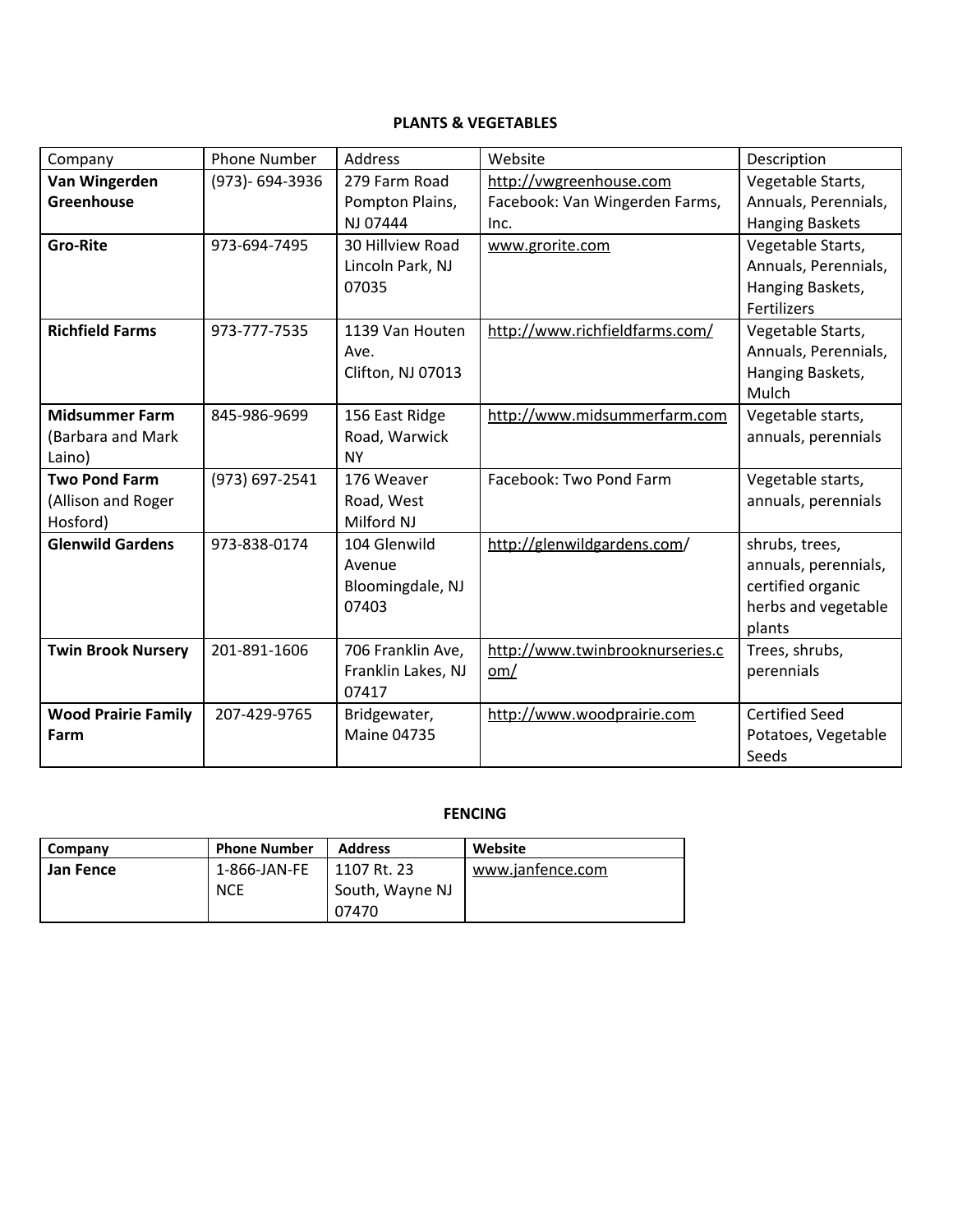## PLANTS & VEGETABLES

| Company | Phone Number | Address | Website | Description |
|---|---|---|---|---|
| **Van Wingerden Greenhouse** | (973)- 694-3936 | 279 Farm Road Pompton Plains, NJ 07444 | http://vwgreenhouse.com Facebook: Van Wingerden Farms, Inc. | Vegetable Starts, Annuals, Perennials, Hanging Baskets |
| **Gro-Rite** | 973-694-7495 | 30 Hillview Road Lincoln Park, NJ 07035 | www.grorite.com | Vegetable Starts, Annuals, Perennials, Hanging Baskets, Fertilizers |
| **Richfield Farms** | 973-777-7535 | 1139 Van Houten Ave. Clifton, NJ 07013 | http://www.richfieldfarms.com/ | Vegetable Starts, Annuals, Perennials, Hanging Baskets, Mulch |
| **Midsummer Farm** (Barbara and Mark Laino) | 845-986-9699 | 156 East Ridge Road, Warwick NY | http://www.midsummerfarm.com | Vegetable starts, annuals, perennials |
| **Two Pond Farm** (Allison and Roger Hosford) | (973) 697-2541 | 176 Weaver Road, West Milford NJ | Facebook: Two Pond Farm | Vegetable starts, annuals, perennials |
| **Glenwild Gardens** | 973-838-0174 | 104 Glenwild Avenue Bloomingdale, NJ 07403 | http://glenwildgardens.com/ | shrubs, trees, annuals, perennials, certified organic herbs and vegetable plants |
| **Twin Brook Nursery** | 201-891-1606 | 706 Franklin Ave, Franklin Lakes, NJ 07417 | http://www.twinbrooknurseries.com/ | Trees, shrubs, perennials |
| **Wood Prairie Family Farm** | 207-429-9765 | Bridgewater, Maine 04735 | http://www.woodprairie.com | Certified Seed Potatoes, Vegetable Seeds |

## FENCING

| Company | Phone Number | Address | Website |
|---|---|---|---|
| **Jan Fence** | 1-866-JAN-FENCE | 1107 Rt. 23 South, Wayne NJ 07470 | www.janfence.com |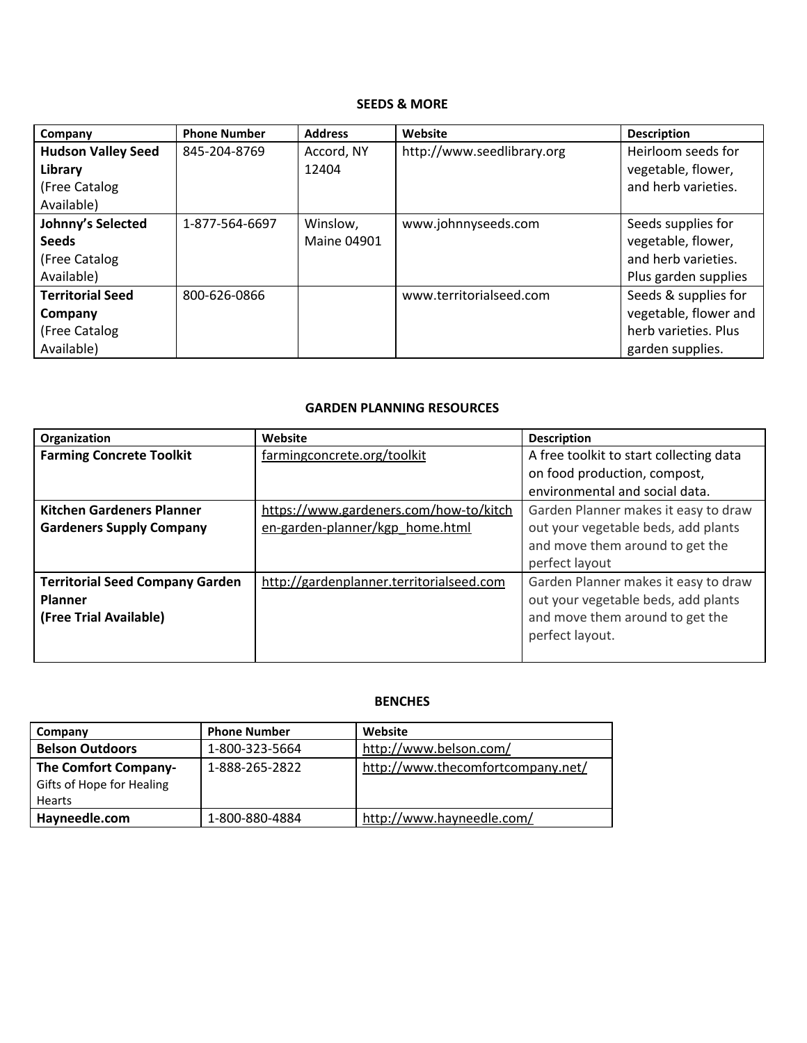## SEEDS & MORE

| Company | Phone Number | Address | Website | Description |
|---|---|---|---|---|
| **Hudson Valley Seed Library** (Free Catalog Available) | 845-204-8769 | Accord, NY 12404 | http://www.seedlibrary.org | Heirloom seeds for vegetable, flower, and herb varieties. |
| **Johnny's Selected Seeds** (Free Catalog Available) | 1-877-564-6697 | Winslow, Maine 04901 | www.johnnyseeds.com | Seeds supplies for vegetable, flower, and herb varieties. Plus garden supplies |
| **Territorial Seed Company** (Free Catalog Available) | 800-626-0866 | | www.territorialseed.com | Seeds & supplies for vegetable, flower and herb varieties. Plus garden supplies. |

## GARDEN PLANNING RESOURCES

| Organization | Website | Description |
|---|---|---|
| **Farming Concrete Toolkit** | farmingconcrete.org/toolkit | A free toolkit to start collecting data on food production, compost, environmental and social data. |
| **Kitchen Gardeners Planner Gardeners Supply Company** | https://www.gardeners.com/how-to/kitchen-garden-planner/kgp_home.html | Garden Planner makes it easy to draw out your vegetable beds, add plants and move them around to get the perfect layout |
| **Territorial Seed Company Garden Planner (Free Trial Available)** | http://gardenplanner.territorialseed.com | Garden Planner makes it easy to draw out your vegetable beds, add plants and move them around to get the perfect layout. |

## BENCHES

| Company | Phone Number | Website |
|---|---|---|
| **Belson Outdoors** | 1-800-323-5664 | http://www.belson.com/ |
| **The Comfort Company-** Gifts of Hope for Healing Hearts | 1-888-265-2822 | http://www.thecomfortcompany.net/ |
| **Hayneedle.com** | 1-800-880-4884 | http://www.hayneedle.com/ |